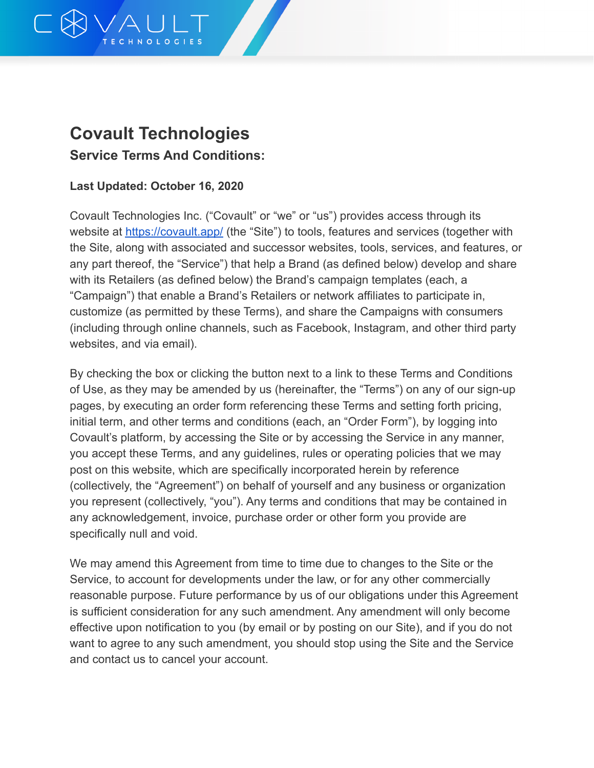# Covault Technologies

## Service Terms And Conditions:

**Last Updated: October 16, 2020**

Covault Technologies Inc. ("Covault" or "we" or "us") provides access through its website at [https://covault.app/](https://covault.app/) (the "Site") to tools, features and services (together with the Site, along with associated and successor websites, tools, services, and features, or any part thereof, the "Service") that help a Brand (as defined below) develop and share with its Retailers (as defined below) the Brand's campaign templates (each, a "Campaign") that enable a Brand's Retailers or network affiliates to participate in, customize (as permitted by these Terms), and share the Campaigns with consumers (including through online channels, such as Facebook, Instagram, and other third party websites, and via email).

By checking the box or clicking the button next to a link to these Terms and Conditions of Use, as they may be amended by us (hereinafter, the "Terms") on any of our sign-up pages, by executing an order form referencing these Terms and setting forth pricing, initial term, and other terms and conditions (each, an "Order Form"), by logging into Covault's platform, by accessing the Site or by accessing the Service in any manner, you accept these Terms, and any guidelines, rules or operating policies that we may post on this website, which are specifically incorporated herein by reference (collectively, the "Agreement") on behalf of yourself and any business or organization you represent (collectively, "you"). Any terms and conditions that may be contained in any acknowledgement, invoice, purchase order or other form you provide are specifically null and void.

We may amend this Agreement from time to time due to changes to the Site or the Service, to account for developments under the law, or for any other commercially reasonable purpose. Future performance by us of our obligations under this Agreement is sufficient consideration for any such amendment. Any amendment will only become effective upon notification to you (by email or by posting on our Site), and if you do not want to agree to any such amendment, you should stop using the Site and the Service and contact us to cancel your account.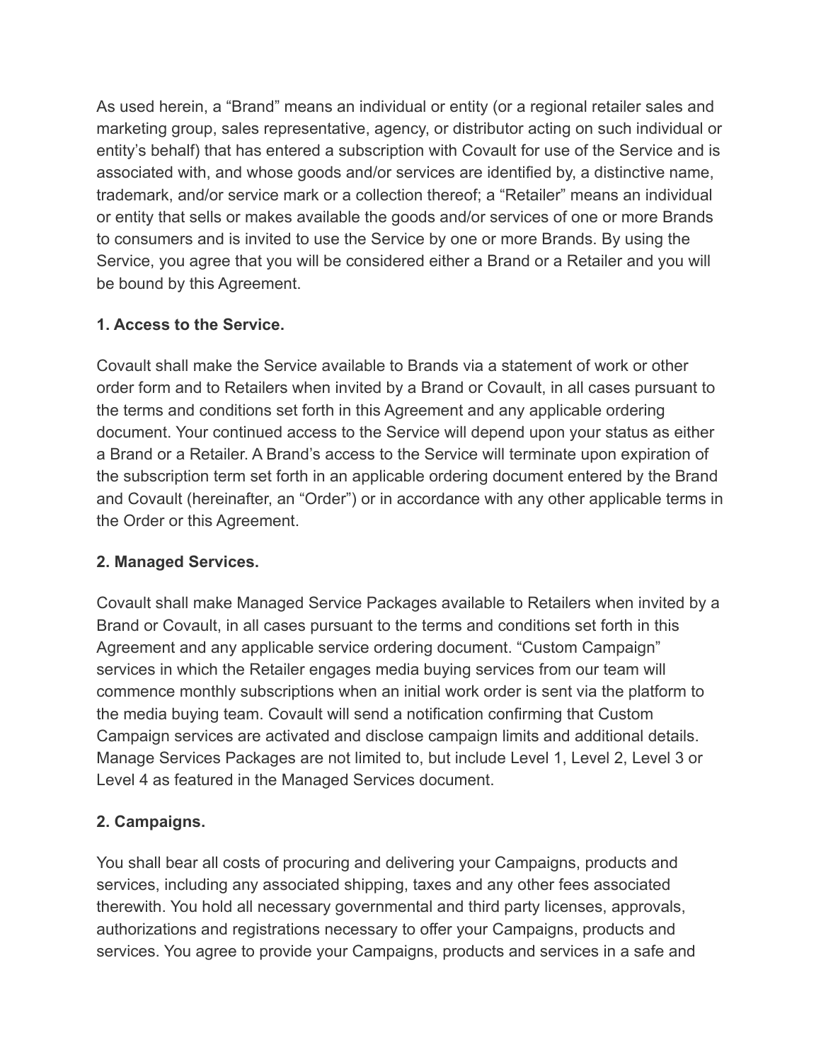As used herein, a “Brand” means an individual or entity (or a regional retailer sales and marketing group, sales representative, agency, or distributor acting on such individual or entity’s behalf) that has entered a subscription with Covault for use of the Service and is associated with, and whose goods and/or services are identified by, a distinctive name, trademark, and/or service mark or a collection thereof; a “Retailer” means an individual or entity that sells or makes available the goods and/or services of one or more Brands to consumers and is invited to use the Service by one or more Brands. By using the Service, you agree that you will be considered either a Brand or a Retailer and you will be bound by this Agreement.

### 1. Access to the Service.

Covault shall make the Service available to Brands via a statement of work or other order form and to Retailers when invited by a Brand or Covault, in all cases pursuant to the terms and conditions set forth in this Agreement and any applicable ordering document. Your continued access to the Service will depend upon your status as either a Brand or a Retailer. A Brand’s access to the Service will terminate upon expiration of the subscription term set forth in an applicable ordering document entered by the Brand and Covault (hereinafter, an “Order”) or in accordance with any other applicable terms in the Order or this Agreement.

### 2. Managed Services.

Covault shall make Managed Service Packages available to Retailers when invited by a Brand or Covault, in all cases pursuant to the terms and conditions set forth in this Agreement and any applicable service ordering document. “Custom Campaign” services in which the Retailer engages media buying services from our team will commence monthly subscriptions when an initial work order is sent via the platform to the media buying team. Covault will send a notification confirming that Custom Campaign services are activated and disclose campaign limits and additional details. Manage Services Packages are not limited to, but include Level 1, Level 2, Level 3 or Level 4 as featured in the Managed Services document.

### 2. Campaigns.

You shall bear all costs of procuring and delivering your Campaigns, products and services, including any associated shipping, taxes and any other fees associated therewith. You hold all necessary governmental and third party licenses, approvals, authorizations and registrations necessary to offer your Campaigns, products and services. You agree to provide your Campaigns, products and services in a safe and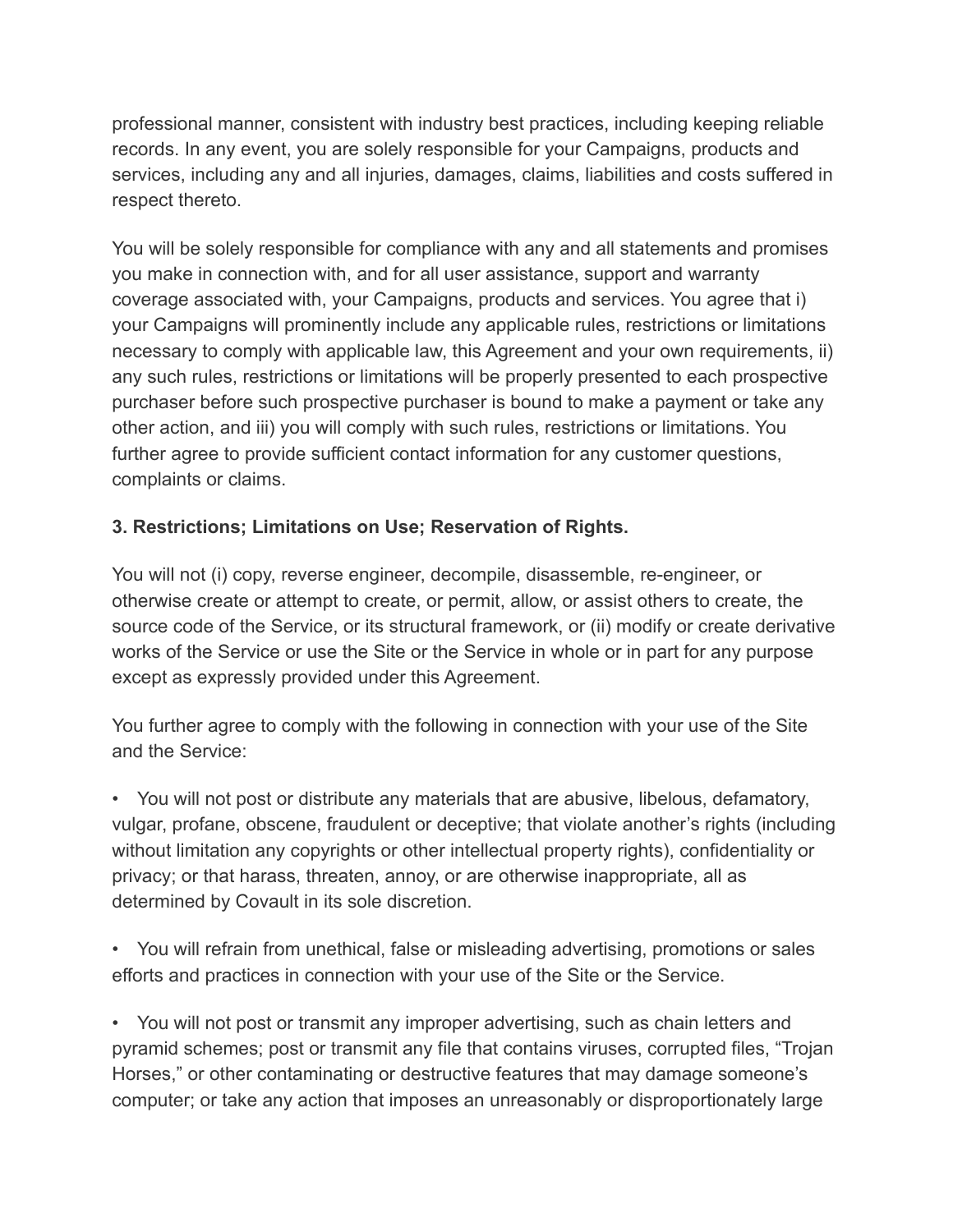professional manner, consistent with industry best practices, including keeping reliable records. In any event, you are solely responsible for your Campaigns, products and services, including any and all injuries, damages, claims, liabilities and costs suffered in respect thereto.

You will be solely responsible for compliance with any and all statements and promises you make in connection with, and for all user assistance, support and warranty coverage associated with, your Campaigns, products and services. You agree that i) your Campaigns will prominently include any applicable rules, restrictions or limitations necessary to comply with applicable law, this Agreement and your own requirements, ii) any such rules, restrictions or limitations will be properly presented to each prospective purchaser before such prospective purchaser is bound to make a payment or take any other action, and iii) you will comply with such rules, restrictions or limitations. You further agree to provide sufficient contact information for any customer questions, complaints or claims.

**3. Restrictions; Limitations on Use; Reservation of Rights.**

You will not (i) copy, reverse engineer, decompile, disassemble, re-engineer, or otherwise create or attempt to create, or permit, allow, or assist others to create, the source code of the Service, or its structural framework, or (ii) modify or create derivative works of the Service or use the Site or the Service in whole or in part for any purpose except as expressly provided under this Agreement.

You further agree to comply with the following in connection with your use of the Site and the Service:

- You will not post or distribute any materials that are abusive, libelous, defamatory, vulgar, profane, obscene, fraudulent or deceptive; that violate another's rights (including without limitation any copyrights or other intellectual property rights), confidentiality or privacy; or that harass, threaten, annoy, or are otherwise inappropriate, all as determined by Covault in its sole discretion.

- You will refrain from unethical, false or misleading advertising, promotions or sales efforts and practices in connection with your use of the Site or the Service.

- You will not post or transmit any improper advertising, such as chain letters and pyramid schemes; post or transmit any file that contains viruses, corrupted files, "Trojan Horses," or other contaminating or destructive features that may damage someone's computer; or take any action that imposes an unreasonably or disproportionately large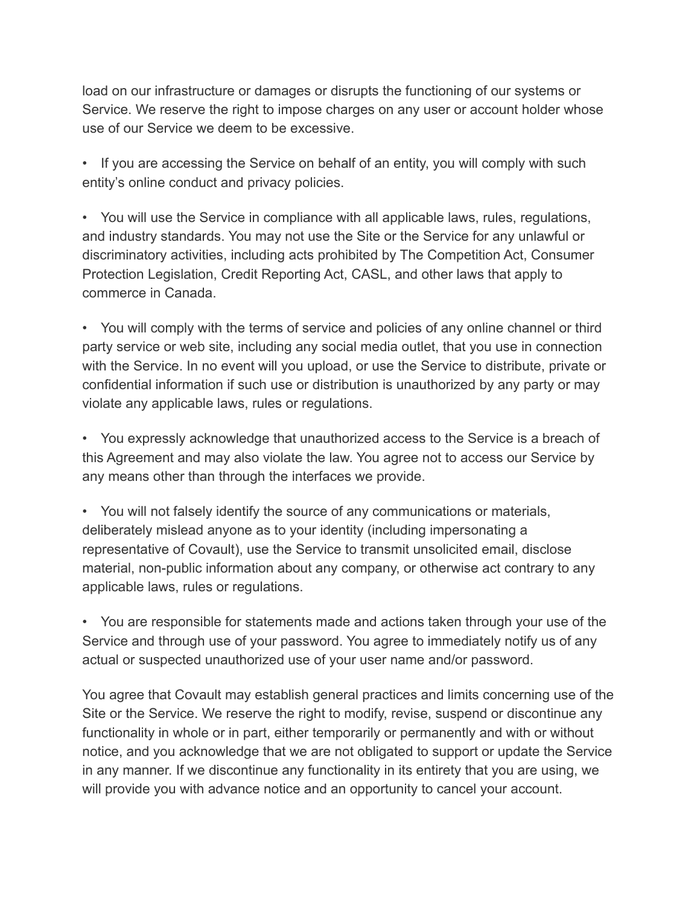load on our infrastructure or damages or disrupts the functioning of our systems or Service. We reserve the right to impose charges on any user or account holder whose use of our Service we deem to be excessive.

- If you are accessing the Service on behalf of an entity, you will comply with such entity's online conduct and privacy policies.

- You will use the Service in compliance with all applicable laws, rules, regulations, and industry standards. You may not use the Site or the Service for any unlawful or discriminatory activities, including acts prohibited by The Competition Act, Consumer Protection Legislation, Credit Reporting Act, CASL, and other laws that apply to commerce in Canada.

- You will comply with the terms of service and policies of any online channel or third party service or web site, including any social media outlet, that you use in connection with the Service. In no event will you upload, or use the Service to distribute, private or confidential information if such use or distribution is unauthorized by any party or may violate any applicable laws, rules or regulations.

- You expressly acknowledge that unauthorized access to the Service is a breach of this Agreement and may also violate the law. You agree not to access our Service by any means other than through the interfaces we provide.

- You will not falsely identify the source of any communications or materials, deliberately mislead anyone as to your identity (including impersonating a representative of Covault), use the Service to transmit unsolicited email, disclose material, non-public information about any company, or otherwise act contrary to any applicable laws, rules or regulations.

- You are responsible for statements made and actions taken through your use of the Service and through use of your password. You agree to immediately notify us of any actual or suspected unauthorized use of your user name and/or password.

You agree that Covault may establish general practices and limits concerning use of the Site or the Service. We reserve the right to modify, revise, suspend or discontinue any functionality in whole or in part, either temporarily or permanently and with or without notice, and you acknowledge that we are not obligated to support or update the Service in any manner. If we discontinue any functionality in its entirety that you are using, we will provide you with advance notice and an opportunity to cancel your account.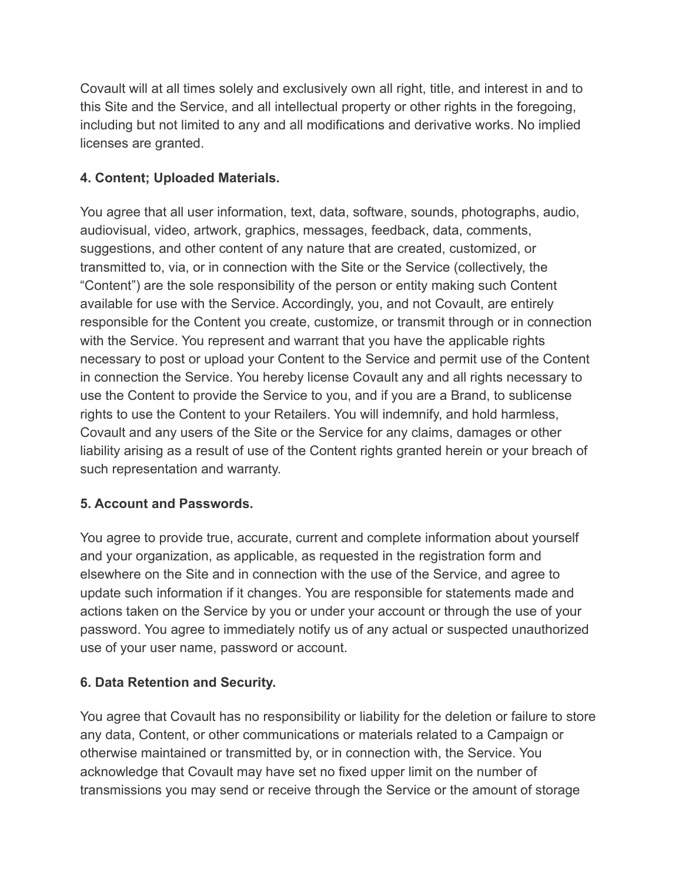Covault will at all times solely and exclusively own all right, title, and interest in and to this Site and the Service, and all intellectual property or other rights in the foregoing, including but not limited to any and all modifications and derivative works. No implied licenses are granted.

**4. Content; Uploaded Materials.**

You agree that all user information, text, data, software, sounds, photographs, audio, audiovisual, video, artwork, graphics, messages, feedback, data, comments, suggestions, and other content of any nature that are created, customized, or transmitted to, via, or in connection with the Site or the Service (collectively, the "Content") are the sole responsibility of the person or entity making such Content available for use with the Service. Accordingly, you, and not Covault, are entirely responsible for the Content you create, customize, or transmit through or in connection with the Service. You represent and warrant that you have the applicable rights necessary to post or upload your Content to the Service and permit use of the Content in connection the Service. You hereby license Covault any and all rights necessary to use the Content to provide the Service to you, and if you are a Brand, to sublicense rights to use the Content to your Retailers. You will indemnify, and hold harmless, Covault and any users of the Site or the Service for any claims, damages or other liability arising as a result of use of the Content rights granted herein or your breach of such representation and warranty.

**5. Account and Passwords.**

You agree to provide true, accurate, current and complete information about yourself and your organization, as applicable, as requested in the registration form and elsewhere on the Site and in connection with the use of the Service, and agree to update such information if it changes. You are responsible for statements made and actions taken on the Service by you or under your account or through the use of your password. You agree to immediately notify us of any actual or suspected unauthorized use of your user name, password or account.

**6. Data Retention and Security.**

You agree that Covault has no responsibility or liability for the deletion or failure to store any data, Content, or other communications or materials related to a Campaign or otherwise maintained or transmitted by, or in connection with, the Service. You acknowledge that Covault may have set no fixed upper limit on the number of transmissions you may send or receive through the Service or the amount of storage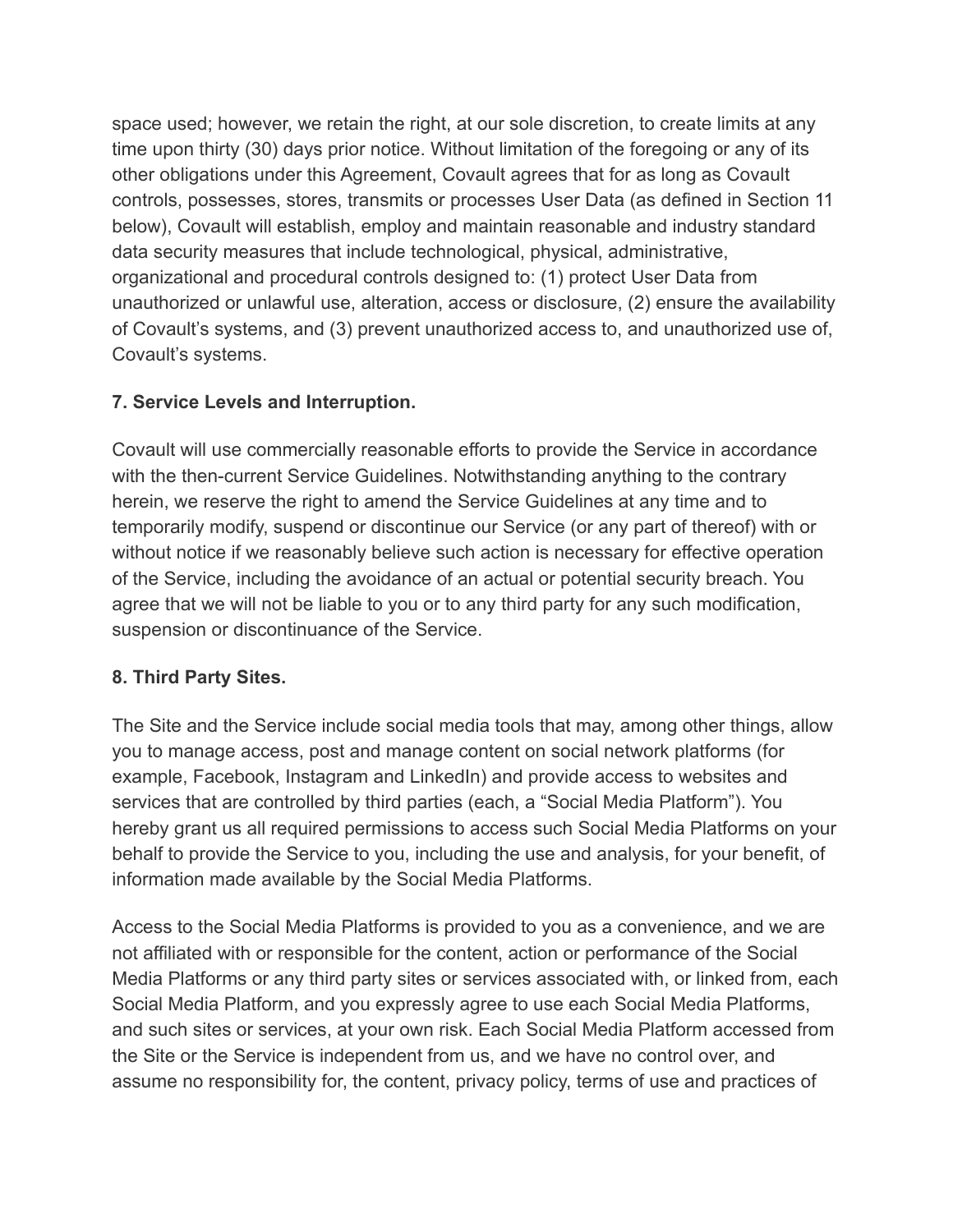space used; however, we retain the right, at our sole discretion, to create limits at any time upon thirty (30) days prior notice. Without limitation of the foregoing or any of its other obligations under this Agreement, Covault agrees that for as long as Covault controls, possesses, stores, transmits or processes User Data (as defined in Section 11 below), Covault will establish, employ and maintain reasonable and industry standard data security measures that include technological, physical, administrative, organizational and procedural controls designed to: (1) protect User Data from unauthorized or unlawful use, alteration, access or disclosure, (2) ensure the availability of Covault's systems, and (3) prevent unauthorized access to, and unauthorized use of, Covault's systems.

**7. Service Levels and Interruption.**

Covault will use commercially reasonable efforts to provide the Service in accordance with the then-current Service Guidelines. Notwithstanding anything to the contrary herein, we reserve the right to amend the Service Guidelines at any time and to temporarily modify, suspend or discontinue our Service (or any part of thereof) with or without notice if we reasonably believe such action is necessary for effective operation of the Service, including the avoidance of an actual or potential security breach. You agree that we will not be liable to you or to any third party for any such modification, suspension or discontinuance of the Service.

**8. Third Party Sites.**

The Site and the Service include social media tools that may, among other things, allow you to manage access, post and manage content on social network platforms (for example, Facebook, Instagram and LinkedIn) and provide access to websites and services that are controlled by third parties (each, a "Social Media Platform"). You hereby grant us all required permissions to access such Social Media Platforms on your behalf to provide the Service to you, including the use and analysis, for your benefit, of information made available by the Social Media Platforms.

Access to the Social Media Platforms is provided to you as a convenience, and we are not affiliated with or responsible for the content, action or performance of the Social Media Platforms or any third party sites or services associated with, or linked from, each Social Media Platform, and you expressly agree to use each Social Media Platforms, and such sites or services, at your own risk. Each Social Media Platform accessed from the Site or the Service is independent from us, and we have no control over, and assume no responsibility for, the content, privacy policy, terms of use and practices of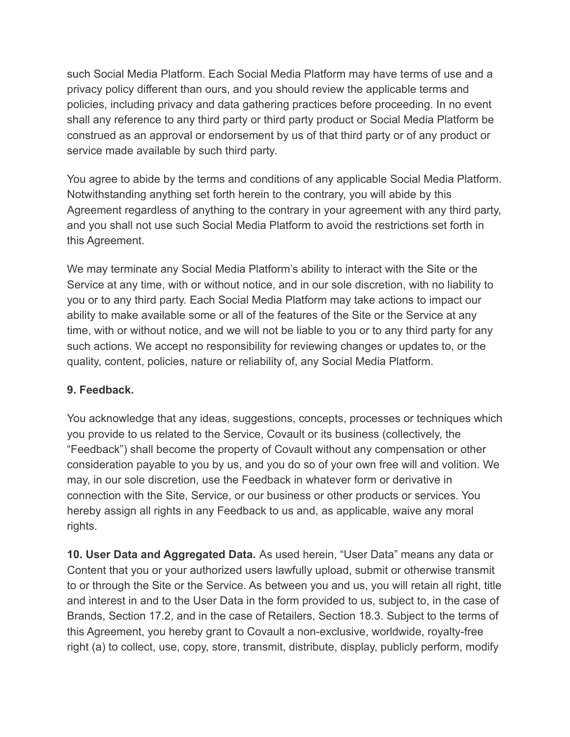such Social Media Platform. Each Social Media Platform may have terms of use and a privacy policy different than ours, and you should review the applicable terms and policies, including privacy and data gathering practices before proceeding. In no event shall any reference to any third party or third party product or Social Media Platform be construed as an approval or endorsement by us of that third party or of any product or service made available by such third party.

You agree to abide by the terms and conditions of any applicable Social Media Platform. Notwithstanding anything set forth herein to the contrary, you will abide by this Agreement regardless of anything to the contrary in your agreement with any third party, and you shall not use such Social Media Platform to avoid the restrictions set forth in this Agreement.

We may terminate any Social Media Platform's ability to interact with the Site or the Service at any time, with or without notice, and in our sole discretion, with no liability to you or to any third party. Each Social Media Platform may take actions to impact our ability to make available some or all of the features of the Site or the Service at any time, with or without notice, and we will not be liable to you or to any third party for any such actions. We accept no responsibility for reviewing changes or updates to, or the quality, content, policies, nature or reliability of, any Social Media Platform.

**9. Feedback.**

You acknowledge that any ideas, suggestions, concepts, processes or techniques which you provide to us related to the Service, Covault or its business (collectively, the "Feedback") shall become the property of Covault without any compensation or other consideration payable to you by us, and you do so of your own free will and volition. We may, in our sole discretion, use the Feedback in whatever form or derivative in connection with the Site, Service, or our business or other products or services. You hereby assign all rights in any Feedback to us and, as applicable, waive any moral rights.

**10. User Data and Aggregated Data.** As used herein, "User Data" means any data or Content that you or your authorized users lawfully upload, submit or otherwise transmit to or through the Site or the Service. As between you and us, you will retain all right, title and interest in and to the User Data in the form provided to us, subject to, in the case of Brands, Section 17.2, and in the case of Retailers, Section 18.3. Subject to the terms of this Agreement, you hereby grant to Covault a non-exclusive, worldwide, royalty-free right (a) to collect, use, copy, store, transmit, distribute, display, publicly perform, modify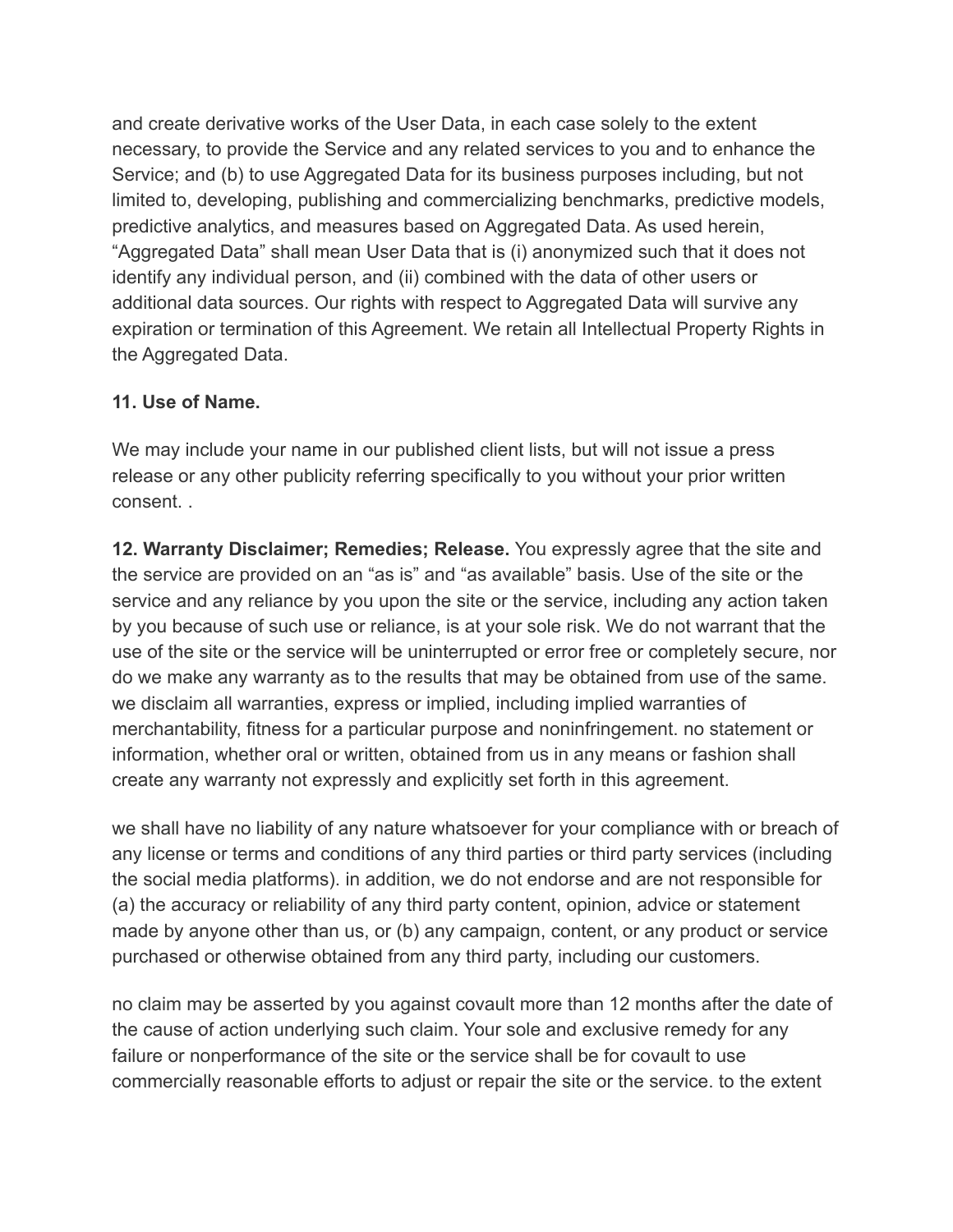and create derivative works of the User Data, in each case solely to the extent necessary, to provide the Service and any related services to you and to enhance the Service; and (b) to use Aggregated Data for its business purposes including, but not limited to, developing, publishing and commercializing benchmarks, predictive models, predictive analytics, and measures based on Aggregated Data. As used herein, "Aggregated Data" shall mean User Data that is (i) anonymized such that it does not identify any individual person, and (ii) combined with the data of other users or additional data sources. Our rights with respect to Aggregated Data will survive any expiration or termination of this Agreement. We retain all Intellectual Property Rights in the Aggregated Data.

**11. Use of Name.**

We may include your name in our published client lists, but will not issue a press release or any other publicity referring specifically to you without your prior written consent. .

**12. Warranty Disclaimer; Remedies; Release.** You expressly agree that the site and the service are provided on an "as is" and "as available" basis. Use of the site or the service and any reliance by you upon the site or the service, including any action taken by you because of such use or reliance, is at your sole risk. We do not warrant that the use of the site or the service will be uninterrupted or error free or completely secure, nor do we make any warranty as to the results that may be obtained from use of the same. we disclaim all warranties, express or implied, including implied warranties of merchantability, fitness for a particular purpose and noninfringement. no statement or information, whether oral or written, obtained from us in any means or fashion shall create any warranty not expressly and explicitly set forth in this agreement.

we shall have no liability of any nature whatsoever for your compliance with or breach of any license or terms and conditions of any third parties or third party services (including the social media platforms). in addition, we do not endorse and are not responsible for (a) the accuracy or reliability of any third party content, opinion, advice or statement made by anyone other than us, or (b) any campaign, content, or any product or service purchased or otherwise obtained from any third party, including our customers.

no claim may be asserted by you against covault more than 12 months after the date of the cause of action underlying such claim. Your sole and exclusive remedy for any failure or nonperformance of the site or the service shall be for covault to use commercially reasonable efforts to adjust or repair the site or the service. to the extent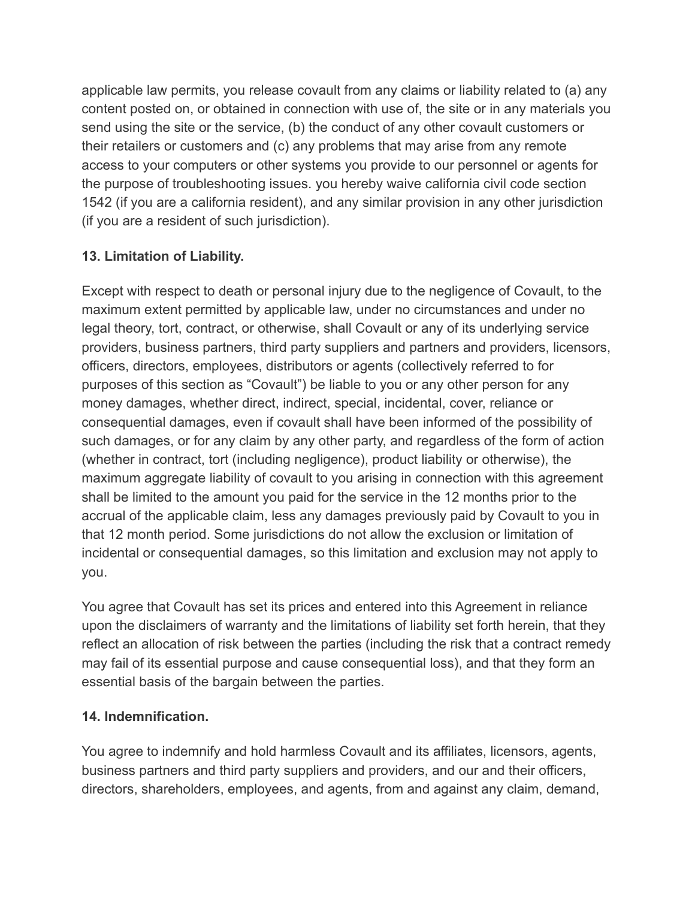applicable law permits, you release covault from any claims or liability related to (a) any content posted on, or obtained in connection with use of, the site or in any materials you send using the site or the service, (b) the conduct of any other covault customers or their retailers or customers and (c) any problems that may arise from any remote access to your computers or other systems you provide to our personnel or agents for the purpose of troubleshooting issues. you hereby waive california civil code section 1542 (if you are a california resident), and any similar provision in any other jurisdiction (if you are a resident of such jurisdiction).

**13. Limitation of Liability.**

Except with respect to death or personal injury due to the negligence of Covault, to the maximum extent permitted by applicable law, under no circumstances and under no legal theory, tort, contract, or otherwise, shall Covault or any of its underlying service providers, business partners, third party suppliers and partners and providers, licensors, officers, directors, employees, distributors or agents (collectively referred to for purposes of this section as "Covault") be liable to you or any other person for any money damages, whether direct, indirect, special, incidental, cover, reliance or consequential damages, even if covault shall have been informed of the possibility of such damages, or for any claim by any other party, and regardless of the form of action (whether in contract, tort (including negligence), product liability or otherwise), the maximum aggregate liability of covault to you arising in connection with this agreement shall be limited to the amount you paid for the service in the 12 months prior to the accrual of the applicable claim, less any damages previously paid by Covault to you in that 12 month period. Some jurisdictions do not allow the exclusion or limitation of incidental or consequential damages, so this limitation and exclusion may not apply to you.

You agree that Covault has set its prices and entered into this Agreement in reliance upon the disclaimers of warranty and the limitations of liability set forth herein, that they reflect an allocation of risk between the parties (including the risk that a contract remedy may fail of its essential purpose and cause consequential loss), and that they form an essential basis of the bargain between the parties.

**14. Indemnification.**

You agree to indemnify and hold harmless Covault and its affiliates, licensors, agents, business partners and third party suppliers and providers, and our and their officers, directors, shareholders, employees, and agents, from and against any claim, demand,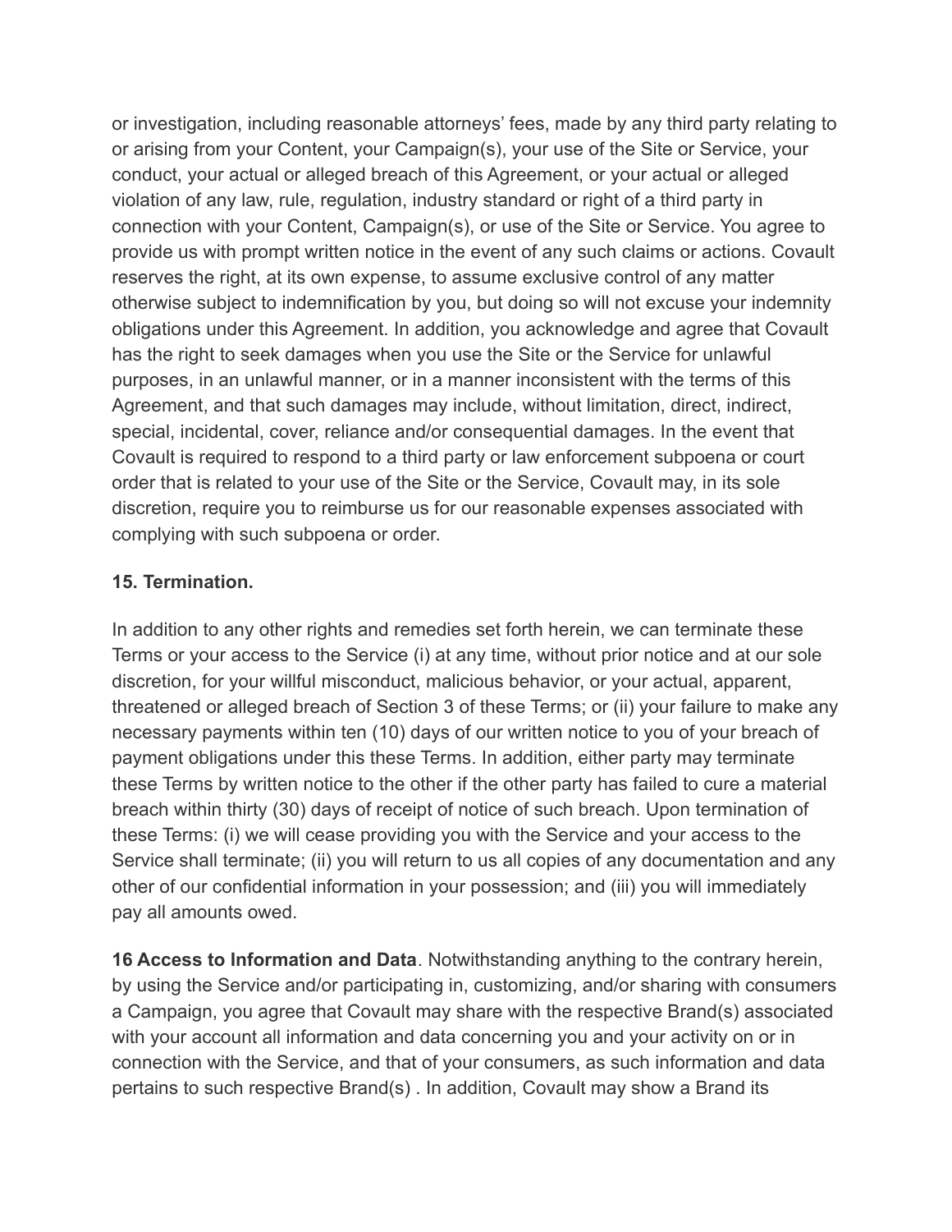or investigation, including reasonable attorneys' fees, made by any third party relating to or arising from your Content, your Campaign(s), your use of the Site or Service, your conduct, your actual or alleged breach of this Agreement, or your actual or alleged violation of any law, rule, regulation, industry standard or right of a third party in connection with your Content, Campaign(s), or use of the Site or Service. You agree to provide us with prompt written notice in the event of any such claims or actions. Covault reserves the right, at its own expense, to assume exclusive control of any matter otherwise subject to indemnification by you, but doing so will not excuse your indemnity obligations under this Agreement. In addition, you acknowledge and agree that Covault has the right to seek damages when you use the Site or the Service for unlawful purposes, in an unlawful manner, or in a manner inconsistent with the terms of this Agreement, and that such damages may include, without limitation, direct, indirect, special, incidental, cover, reliance and/or consequential damages. In the event that Covault is required to respond to a third party or law enforcement subpoena or court order that is related to your use of the Site or the Service, Covault may, in its sole discretion, require you to reimburse us for our reasonable expenses associated with complying with such subpoena or order.

**15. Termination.**

In addition to any other rights and remedies set forth herein, we can terminate these Terms or your access to the Service (i) at any time, without prior notice and at our sole discretion, for your willful misconduct, malicious behavior, or your actual, apparent, threatened or alleged breach of Section 3 of these Terms; or (ii) your failure to make any necessary payments within ten (10) days of our written notice to you of your breach of payment obligations under this these Terms. In addition, either party may terminate these Terms by written notice to the other if the other party has failed to cure a material breach within thirty (30) days of receipt of notice of such breach. Upon termination of these Terms: (i) we will cease providing you with the Service and your access to the Service shall terminate; (ii) you will return to us all copies of any documentation and any other of our confidential information in your possession; and (iii) you will immediately pay all amounts owed.

**16 Access to Information and Data**. Notwithstanding anything to the contrary herein, by using the Service and/or participating in, customizing, and/or sharing with consumers a Campaign, you agree that Covault may share with the respective Brand(s) associated with your account all information and data concerning you and your activity on or in connection with the Service, and that of your consumers, as such information and data pertains to such respective Brand(s) . In addition, Covault may show a Brand its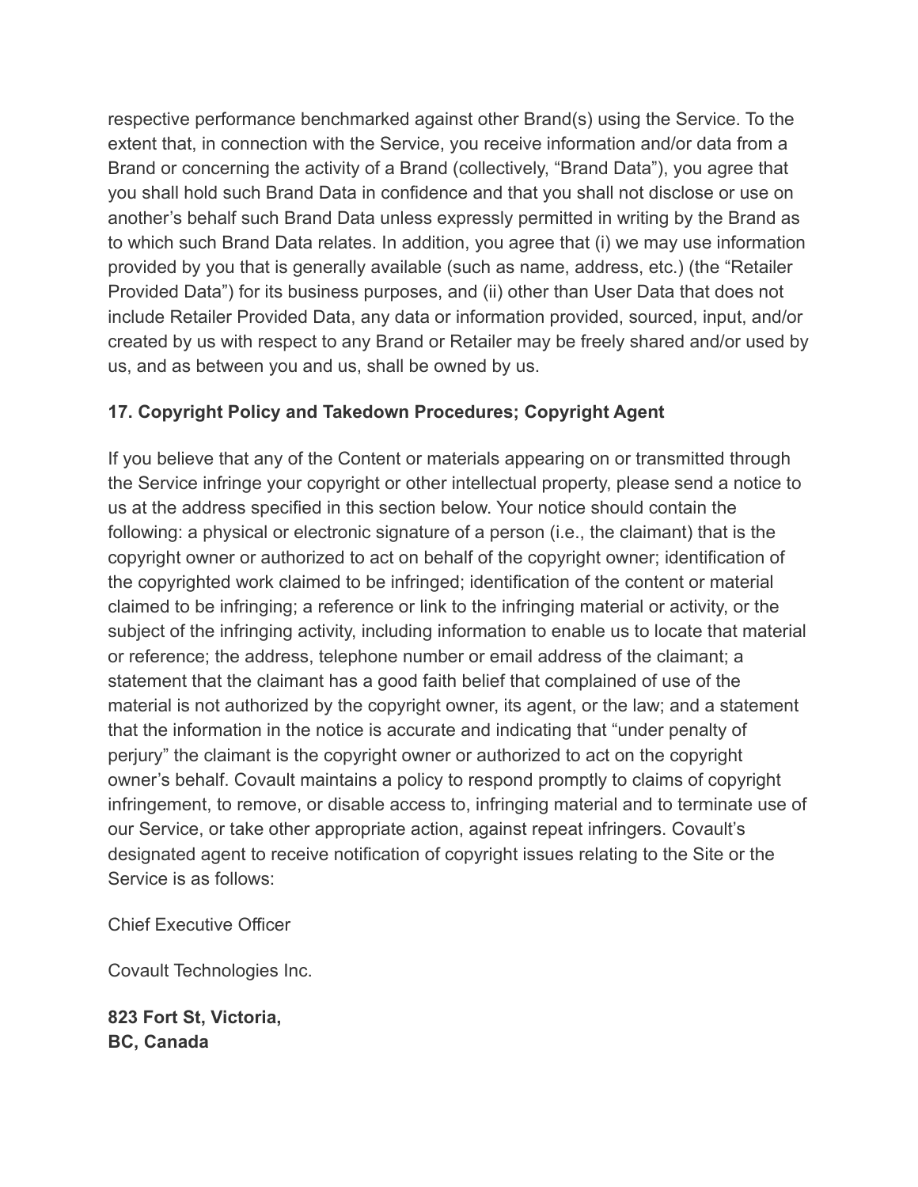respective performance benchmarked against other Brand(s) using the Service. To the extent that, in connection with the Service, you receive information and/or data from a Brand or concerning the activity of a Brand (collectively, “Brand Data”), you agree that you shall hold such Brand Data in confidence and that you shall not disclose or use on another’s behalf such Brand Data unless expressly permitted in writing by the Brand as to which such Brand Data relates. In addition, you agree that (i) we may use information provided by you that is generally available (such as name, address, etc.) (the “Retailer Provided Data”) for its business purposes, and (ii) other than User Data that does not include Retailer Provided Data, any data or information provided, sourced, input, and/or created by us with respect to any Brand or Retailer may be freely shared and/or used by us, and as between you and us, shall be owned by us.

**17. Copyright Policy and Takedown Procedures; Copyright Agent**

If you believe that any of the Content or materials appearing on or transmitted through the Service infringe your copyright or other intellectual property, please send a notice to us at the address specified in this section below. Your notice should contain the following: a physical or electronic signature of a person (i.e., the claimant) that is the copyright owner or authorized to act on behalf of the copyright owner; identification of the copyrighted work claimed to be infringed; identification of the content or material claimed to be infringing; a reference or link to the infringing material or activity, or the subject of the infringing activity, including information to enable us to locate that material or reference; the address, telephone number or email address of the claimant; a statement that the claimant has a good faith belief that complained of use of the material is not authorized by the copyright owner, its agent, or the law; and a statement that the information in the notice is accurate and indicating that “under penalty of perjury” the claimant is the copyright owner or authorized to act on the copyright owner’s behalf. Covault maintains a policy to respond promptly to claims of copyright infringement, to remove, or disable access to, infringing material and to terminate use of our Service, or take other appropriate action, against repeat infringers. Covault’s designated agent to receive notification of copyright issues relating to the Site or the Service is as follows:

Chief Executive Officer

Covault Technologies Inc.

**823 Fort St, Victoria,**
**BC, Canada**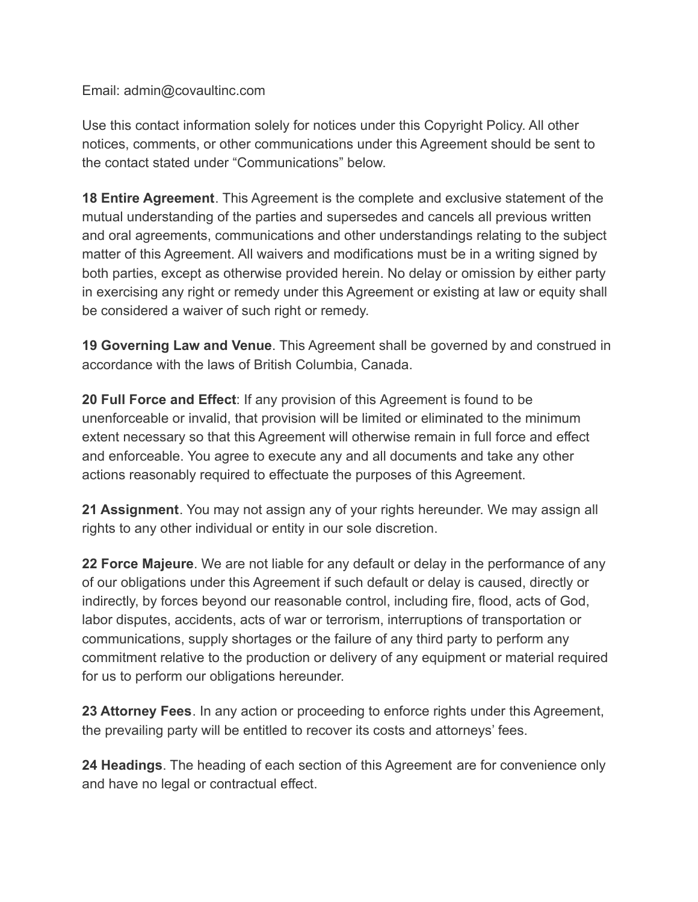Email: admin@covaultinc.com

Use this contact information solely for notices under this Copyright Policy. All other notices, comments, or other communications under this Agreement should be sent to the contact stated under "Communications" below.

**18 Entire Agreement**. This Agreement is the complete and exclusive statement of the mutual understanding of the parties and supersedes and cancels all previous written and oral agreements, communications and other understandings relating to the subject matter of this Agreement. All waivers and modifications must be in a writing signed by both parties, except as otherwise provided herein. No delay or omission by either party in exercising any right or remedy under this Agreement or existing at law or equity shall be considered a waiver of such right or remedy.

**19 Governing Law and Venue**. This Agreement shall be governed by and construed in accordance with the laws of British Columbia, Canada.

**20 Full Force and Effect**: If any provision of this Agreement is found to be unenforceable or invalid, that provision will be limited or eliminated to the minimum extent necessary so that this Agreement will otherwise remain in full force and effect and enforceable. You agree to execute any and all documents and take any other actions reasonably required to effectuate the purposes of this Agreement.

**21 Assignment**. You may not assign any of your rights hereunder. We may assign all rights to any other individual or entity in our sole discretion.

**22 Force Majeure**. We are not liable for any default or delay in the performance of any of our obligations under this Agreement if such default or delay is caused, directly or indirectly, by forces beyond our reasonable control, including fire, flood, acts of God, labor disputes, accidents, acts of war or terrorism, interruptions of transportation or communications, supply shortages or the failure of any third party to perform any commitment relative to the production or delivery of any equipment or material required for us to perform our obligations hereunder.

**23 Attorney Fees**. In any action or proceeding to enforce rights under this Agreement, the prevailing party will be entitled to recover its costs and attorneys' fees.

**24 Headings**. The heading of each section of this Agreement are for convenience only and have no legal or contractual effect.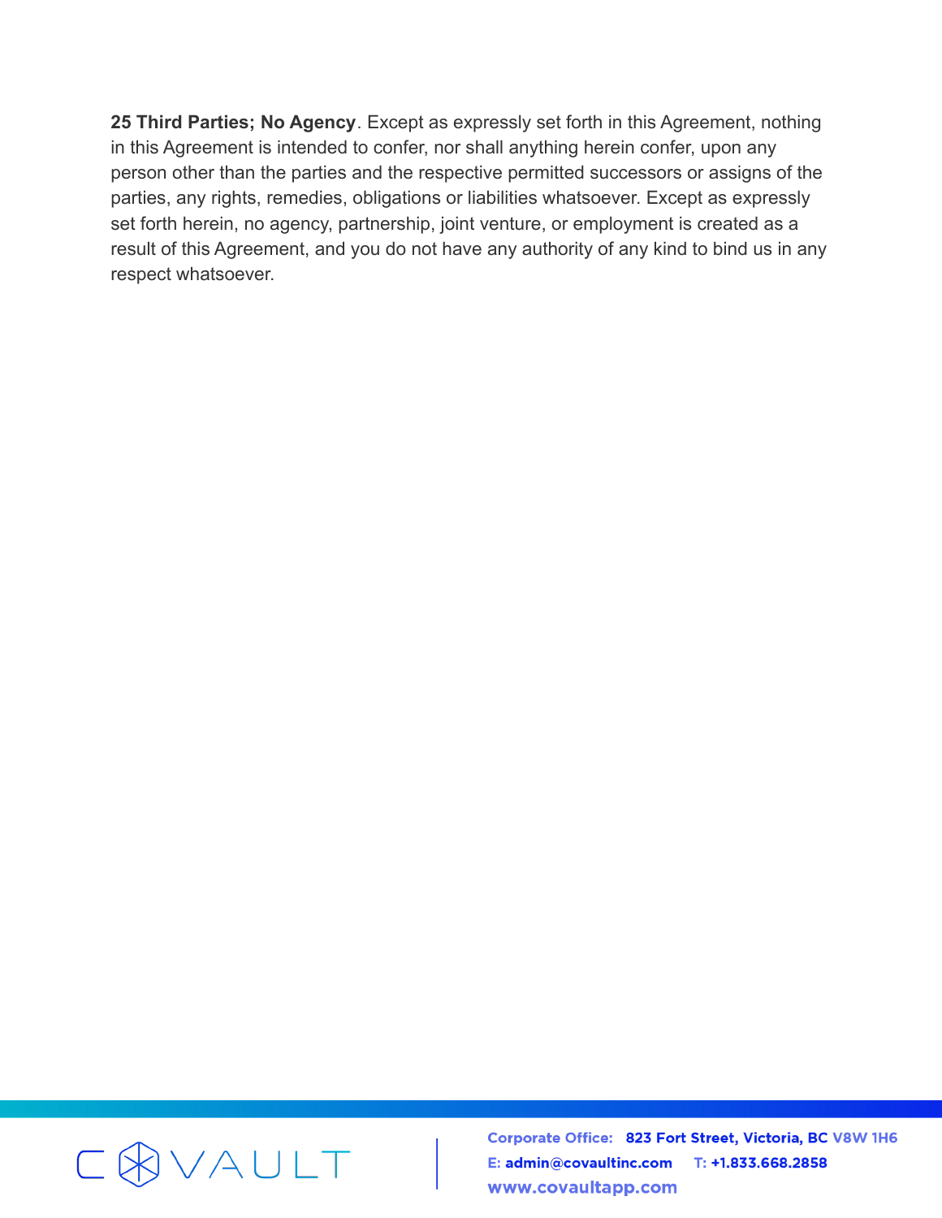**25 Third Parties; No Agency**. Except as expressly set forth in this Agreement, nothing in this Agreement is intended to confer, nor shall anything herein confer, upon any person other than the parties and the respective permitted successors or assigns of the parties, any rights, remedies, obligations or liabilities whatsoever. Except as expressly set forth herein, no agency, partnership, joint venture, or employment is created as a result of this Agreement, and you do not have any authority of any kind to bind us in any respect whatsoever.